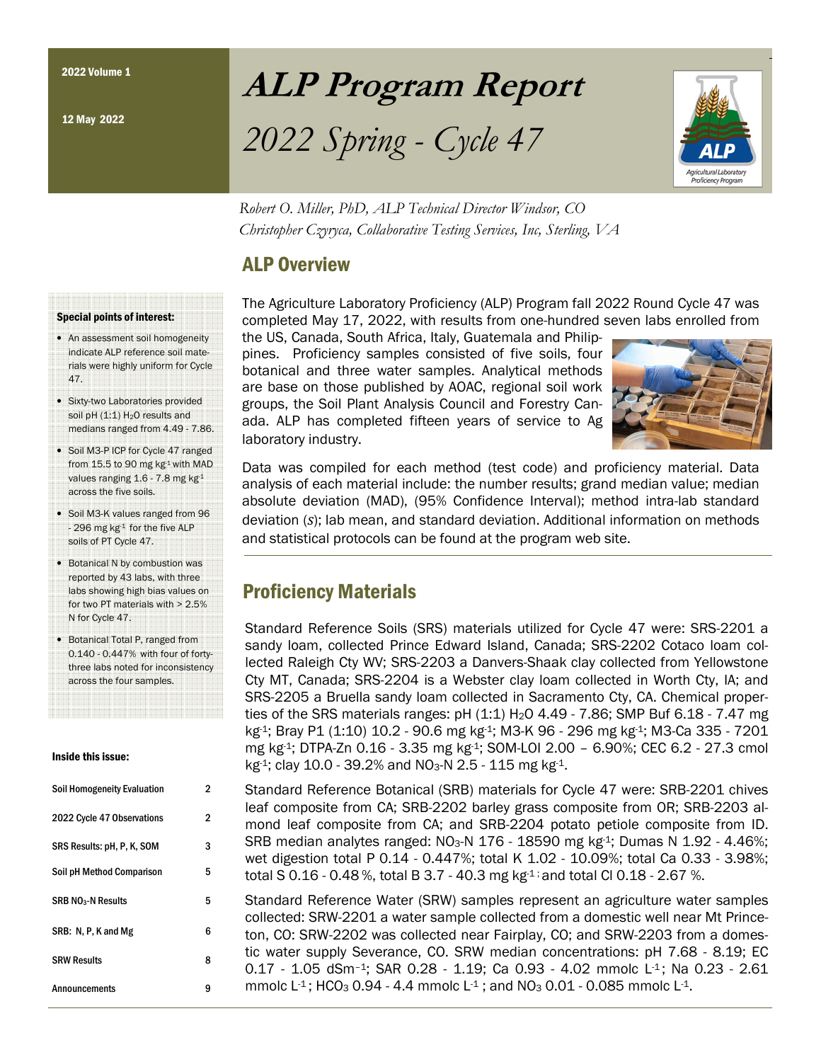2022 Volume 1

12 May 2022

# ALP Program Report

# *2022 Spring - Cycle 47*

*Robert O. Miller, PhD, ALP Technical Director Windsor, CO*
*Christopher Czyryca, Collaborative Testing Services, Inc, Sterling, VA*

## ALP Overview

The Agriculture Laboratory Proficiency (ALP) Program fall 2022 Round Cycle 47 was completed May 17, 2022, with results from one-hundred seven labs enrolled from the US, Canada, South Africa, Italy, Guatemala and Philippines. Proficiency samples consisted of five soils, four botanical and three water samples. Analytical methods are base on those published by AOAC, regional soil work groups, the Soil Plant Analysis Council and Forestry Canada. ALP has completed fifteen years of service to Ag laboratory industry.

Data was compiled for each method (test code) and proficiency material. Data analysis of each material include: the number results; grand median value; median absolute deviation (MAD), (95% Confidence Interval); method intra-lab standard deviation (*s*); lab mean, and standard deviation. Additional information on methods and statistical protocols can be found at the program web site.

## Proficiency Materials

Standard Reference Soils (SRS) materials utilized for Cycle 47 were: SRS-2201 a sandy loam, collected Prince Edward Island, Canada; SRS-2202 Cotaco loam collected Raleigh Cty WV; SRS-2203 a Danvers-Shaak clay collected from Yellowstone Cty MT, Canada; SRS-2204 is a Webster clay loam collected in Worth Cty, IA; and SRS-2205 a Bruella sandy loam collected in Sacramento Cty, CA. Chemical properties of the SRS materials ranges: pH (1:1) $H_2O$ 4.49 - 7.86; SMP Buf 6.18 - 7.47 mg $kg^{-1}$; Bray P1 (1:10) 10.2 - 90.6 mg $kg^{-1}$; M3-K 96 - 296 mg $kg^{-1}$; M3-Ca 335 - 7201 mg $kg^{-1}$; DTPA-Zn 0.16 - 3.35 mg $kg^{-1}$; SOM-LOI 2.00 – 6.90%; CEC 6.2 - 27.3 cmol $kg^{-1}$; clay 10.0 - 39.2% and $NO_3$-N 2.5 - 115 mg $kg^{-1}$.

Standard Reference Botanical (SRB) materials for Cycle 47 were: SRB-2201 chives leaf composite from CA; SRB-2202 barley grass composite from OR; SRB-2203 almond leaf composite from CA; and SRB-2204 potato petiole composite from ID. SRB median analytes ranged: $NO_3$-N 176 - 18590 mg $kg^{-1}$; Dumas N 1.92 - 4.46%; wet digestion total P 0.14 - 0.447%; total K 1.02 - 10.09%; total Ca 0.33 - 3.98%; total S 0.16 - 0.48 %, total B 3.7 - 40.3 mg $kg^{-1}$; and total Cl 0.18 - 2.67 %.

Standard Reference Water (SRW) samples represent an agriculture water samples collected: SRW-2201 a water sample collected from a domestic well near Mt Princeton, CO: SRW-2202 was collected near Fairplay, CO; and SRW-2203 from a domestic water supply Severance, CO. SRW median concentrations: pH 7.68 - 8.19; EC 0.17 - 1.05 $dSm^{-1}$; SAR 0.28 - 1.19; Ca 0.93 - 4.02 mmolc $L^{-1}$; Na 0.23 - 2.61 mmolc $L^{-1}$; $HCO_3$ 0.94 - 4.4 mmolc $L^{-1}$; and $NO_3$ 0.01 - 0.085 mmolc $L^{-1}$.

**Special points of interest:**

- An assessment soil homogeneity indicate ALP reference soil materials were highly uniform for Cycle 47.
- Sixty-two Laboratories provided soil pH (1:1) $H_2O$ results and medians ranged from 4.49 - 7.86.
- Soil M3-P ICP for Cycle 47 ranged from 15.5 to 90 mg $kg^{-1}$ with MAD values ranging 1.6 - 7.8 mg $kg^{-1}$ across the five soils.
- Soil M3-K values ranged from 96 - 296 mg $kg^{-1}$ for the five ALP soils of PT Cycle 47.
- Botanical N by combustion was reported by 43 labs, with three labs showing high bias values on for two PT materials with > 2.5% N for Cycle 47.
- Botanical Total P, ranged from 0.140 - 0.447% with four of forty-three labs noted for inconsistency across the four samples.

**Inside this issue:**

| | |
|---|---|
| Soil Homogeneity Evaluation | 2 |
| 2022 Cycle 47 Observations | 2 |
| SRS Results: pH, P, K, SOM | 3 |
| Soil pH Method Comparison | 5 |
| SRB $NO_3$-N Results | 5 |
| SRB: N, P, K and Mg | 6 |
| SRW Results | 8 |
| Announcements | 9 |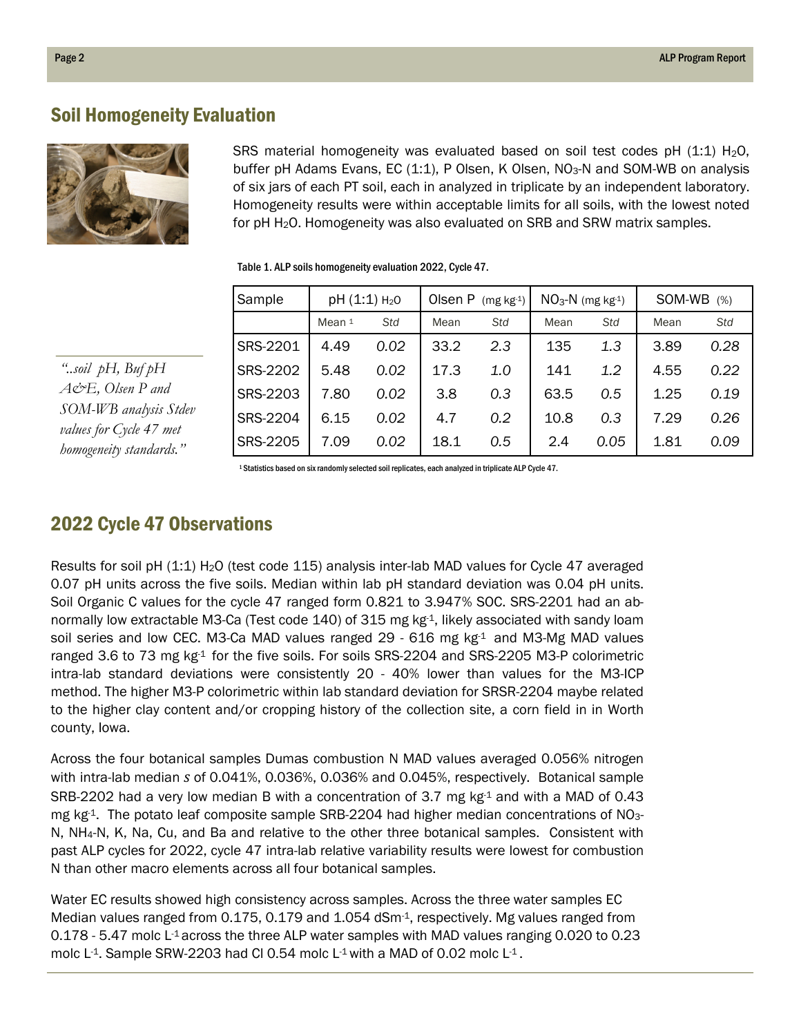## Soil Homogeneity Evaluation

SRS material homogeneity was evaluated based on soil test codes pH (1:1) $H_2O$, buffer pH Adams Evans, EC (1:1), P Olsen, K Olsen, $NO_3$-N and SOM-WB on analysis of six jars of each PT soil, each in analyzed in triplicate by an independent laboratory. Homogeneity results were within acceptable limits for all soils, with the lowest noted for pH $H_2O$. Homogeneity was also evaluated on SRB and SRW matrix samples.

*"..soil pH, Buf pH A&E, Olsen P and SOM-WB analysis Stdev values for Cycle 47 met homogeneity standards."*

Table 1. ALP soils homogeneity evaluation 2022, Cycle 47.

| Sample | pH (1:1) $H_2O$ | | Olsen P (mg $kg^{-1}$) | | $NO_3$-N (mg $kg^{-1}$) | | SOM-WB (%) | |
|---|---|---|---|---|---|---|---|---|
| | Mean [1] | *Std* | Mean | *Std* | Mean | *Std* | Mean | *Std* |
| SRS-2201 | 4.49 | *0.02* | 33.2 | *2.3* | 135 | *1.3* | 3.89 | *0.28* |
| SRS-2202 | 5.48 | *0.02* | 17.3 | *1.0* | 141 | *1.2* | 4.55 | *0.22* |
| SRS-2203 | 7.80 | *0.02* | 3.8 | *0.3* | 63.5 | *0.5* | 1.25 | *0.19* |
| SRS-2204 | 6.15 | *0.02* | 4.7 | *0.2* | 10.8 | *0.3* | 7.29 | *0.26* |
| SRS-2205 | 7.09 | *0.02* | 18.1 | *0.5* | 2.4 | *0.05* | 1.81 | *0.09* |

[1] Statistics based on six randomly selected soil replicates, each analyzed in triplicate ALP Cycle 47.

## 2022 Cycle 47 Observations

Results for soil pH (1:1) $H_2O$ (test code 115) analysis inter-lab MAD values for Cycle 47 averaged 0.07 pH units across the five soils. Median within lab pH standard deviation was 0.04 pH units. Soil Organic C values for the cycle 47 ranged form 0.821 to 3.947% SOC. SRS-2201 had an abnormally low extractable M3-Ca (Test code 140) of 315 mg $kg^{-1}$, likely associated with sandy loam soil series and low CEC. M3-Ca MAD values ranged 29 - 616 mg $kg^{-1}$ and M3-Mg MAD values ranged 3.6 to 73 mg $kg^{-1}$ for the five soils. For soils SRS-2204 and SRS-2205 M3-P colorimetric intra-lab standard deviations were consistently 20 - 40% lower than values for the M3-ICP method. The higher M3-P colorimetric within lab standard deviation for SRSR-2204 maybe related to the higher clay content and/or cropping history of the collection site, a corn field in in Worth county, Iowa.

Across the four botanical samples Dumas combustion N MAD values averaged 0.056% nitrogen with intra-lab median *s* of 0.041%, 0.036%, 0.036% and 0.045%, respectively. Botanical sample SRB-2202 had a very low median B with a concentration of 3.7 mg $kg^{-1}$ and with a MAD of 0.43 mg $kg^{-1}$. The potato leaf composite sample SRB-2204 had higher median concentrations of $NO_3$-N, $NH_4$-N, K, Na, Cu, and Ba and relative to the other three botanical samples. Consistent with past ALP cycles for 2022, cycle 47 intra-lab relative variability results were lowest for combustion N than other macro elements across all four botanical samples.

Water EC results showed high consistency across samples. Across the three water samples EC Median values ranged from 0.175, 0.179 and 1.054 $dSm^{-1}$, respectively. Mg values ranged from 0.178 - 5.47 molc $L^{-1}$ across the three ALP water samples with MAD values ranging 0.020 to 0.23 molc $L^{-1}$. Sample SRW-2203 had Cl 0.54 molc $L^{-1}$ with a MAD of 0.02 molc $L^{-1}$.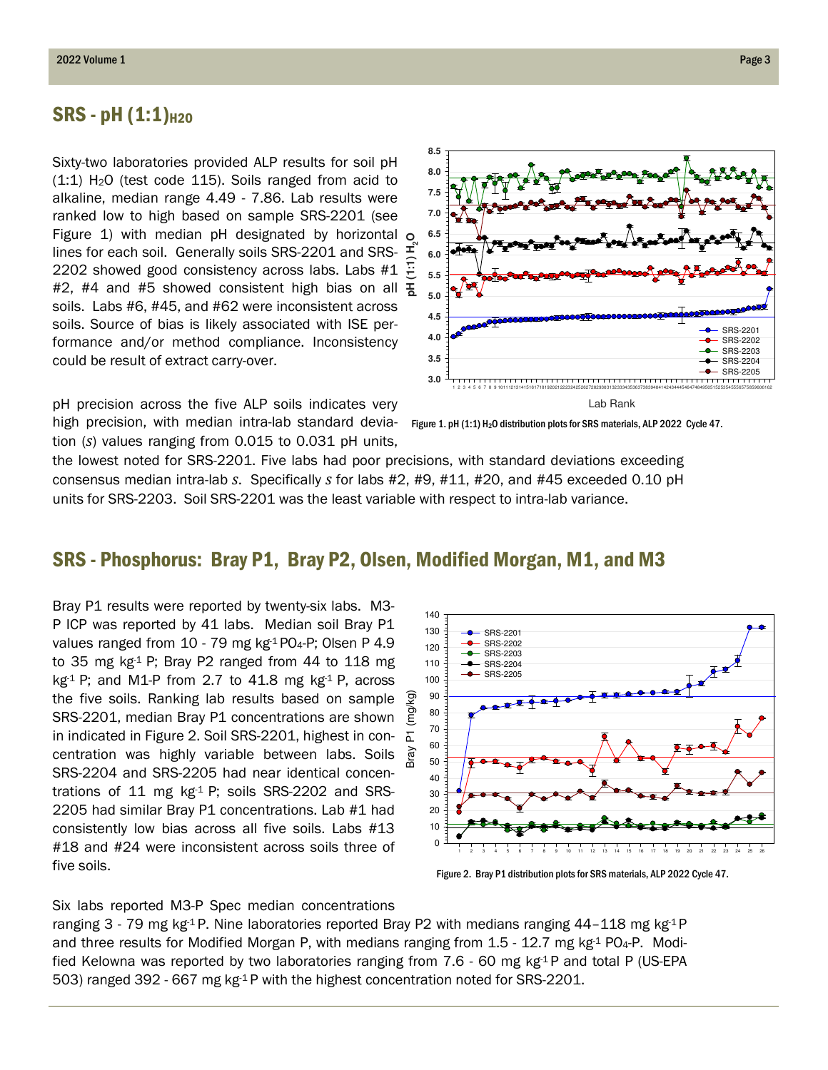## SRS - pH (1:1)$_{H2O}$

Sixty-two laboratories provided ALP results for soil pH (1:1) $H_2O$ (test code 115). Soils ranged from acid to alkaline, median range 4.49 - 7.86. Lab results were ranked low to high based on sample SRS-2201 (see Figure 1) with median pH designated by horizontal lines for each soil. Generally soils SRS-2201 and SRS-2202 showed good consistency across labs. Labs #1 #2, #4 and #5 showed consistent high bias on all soils. Labs #6, #45, and #62 were inconsistent across soils. Source of bias is likely associated with ISE performance and/or method compliance. Inconsistency could be result of extract carry-over.

Figure 1. pH (1:1) $H_2O$ distribution plots for SRS materials, ALP 2022 Cycle 47.

pH precision across the five ALP soils indicates very high precision, with median intra-lab standard deviation (*s*) values ranging from 0.015 to 0.031 pH units, the lowest noted for SRS-2201. Five labs had poor precisions, with standard deviations exceeding consensus median intra-lab *s*. Specifically *s* for labs #2, #9, #11, #20, and #45 exceeded 0.10 pH units for SRS-2203. Soil SRS-2201 was the least variable with respect to intra-lab variance.

## SRS - Phosphorus: Bray P1, Bray P2, Olsen, Modified Morgan, M1, and M3

Bray P1 results were reported by twenty-six labs. M3-P ICP was reported by 41 labs. Median soil Bray P1 values ranged from 10 - 79 mg kg$^{-1}$ $PO_4$-P; Olsen P 4.9 to 35 mg kg$^{-1}$ P; Bray P2 ranged from 44 to 118 mg kg$^{-1}$ P; and M1-P from 2.7 to 41.8 mg kg$^{-1}$ P, across the five soils. Ranking lab results based on sample SRS-2201, median Bray P1 concentrations are shown in indicated in Figure 2. Soil SRS-2201, highest in concentration was highly variable between labs. Soils SRS-2204 and SRS-2205 had near identical concentrations of 11 mg kg$^{-1}$ P; soils SRS-2202 and SRS-2205 had similar Bray P1 concentrations. Lab #1 had consistently low bias across all five soils. Labs #13 #18 and #24 were inconsistent across soils three of five soils.

Figure 2. Bray P1 distribution plots for SRS materials, ALP 2022 Cycle 47.

Six labs reported M3-P Spec median concentrations ranging 3 - 79 mg kg$^{-1}$ P. Nine laboratories reported Bray P2 with medians ranging 44–118 mg kg$^{-1}$ P and three results for Modified Morgan P, with medians ranging from 1.5 - 12.7 mg kg$^{-1}$ $PO_4$-P. Modified Kelowna was reported by two laboratories ranging from 7.6 - 60 mg kg$^{-1}$ P and total P (US-EPA 503) ranged 392 - 667 mg kg$^{-1}$ P with the highest concentration noted for SRS-2201.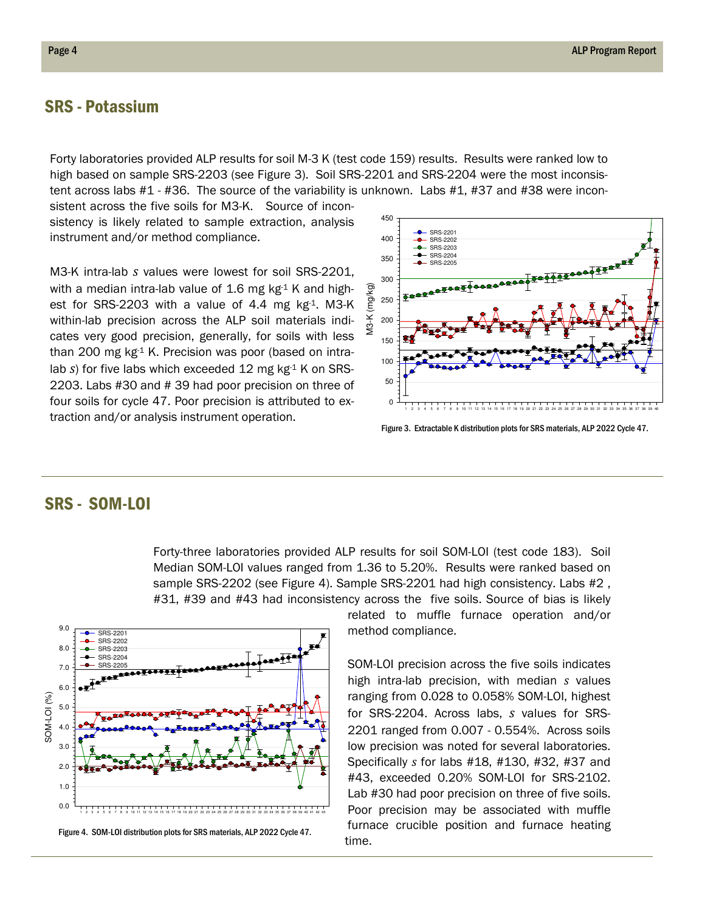## SRS - Potassium

Forty laboratories provided ALP results for soil M-3 K (test code 159) results. Results were ranked low to high based on sample SRS-2203 (see Figure 3). Soil SRS-2201 and SRS-2204 were the most inconsistent across labs #1 - #36. The source of the variability is unknown. Labs #1, #37 and #38 were inconsistent across the five soils for M3-K. Source of inconsistency is likely related to sample extraction, analysis instrument and/or method compliance.

M3-K intra-lab *s* values were lowest for soil SRS-2201, with a median intra-lab value of 1.6 mg kg$^{-1}$ K and highest for SRS-2203 with a value of 4.4 mg kg$^{-1}$. M3-K within-lab precision across the ALP soil materials indicates very good precision, generally, for soils with less than 200 mg kg$^{-1}$ K. Precision was poor (based on intra-lab *s*) for five labs which exceeded 12 mg kg$^{-1}$ K on SRS-2203. Labs #30 and # 39 had poor precision on three of four soils for cycle 47. Poor precision is attributed to extraction and/or analysis instrument operation.

Figure 3. Extractable K distribution plots for SRS materials, ALP 2022 Cycle 47.

## SRS - SOM-LOI

Forty-three laboratories provided ALP results for soil SOM-LOI (test code 183). Soil Median SOM-LOI values ranged from 1.36 to 5.20%. Results were ranked based on sample SRS-2202 (see Figure 4). Sample SRS-2201 had high consistency. Labs #2 , #31, #39 and #43 had inconsistency across the five soils. Source of bias is likely related to muffle furnace operation and/or method compliance.

SOM-LOI precision across the five soils indicates high intra-lab precision, with median *s* values ranging from 0.028 to 0.058% SOM-LOI, highest for SRS-2204. Across labs, *s* values for SRS-2201 ranged from 0.007 - 0.554%. Across soils low precision was noted for several laboratories. Specifically *s* for labs #18, #130, #32, #37 and #43, exceeded 0.20% SOM-LOI for SRS-2102. Lab #30 had poor precision on three of five soils. Poor precision may be associated with muffle furnace crucible position and furnace heating time.

Figure 4. SOM-LOI distribution plots for SRS materials, ALP 2022 Cycle 47.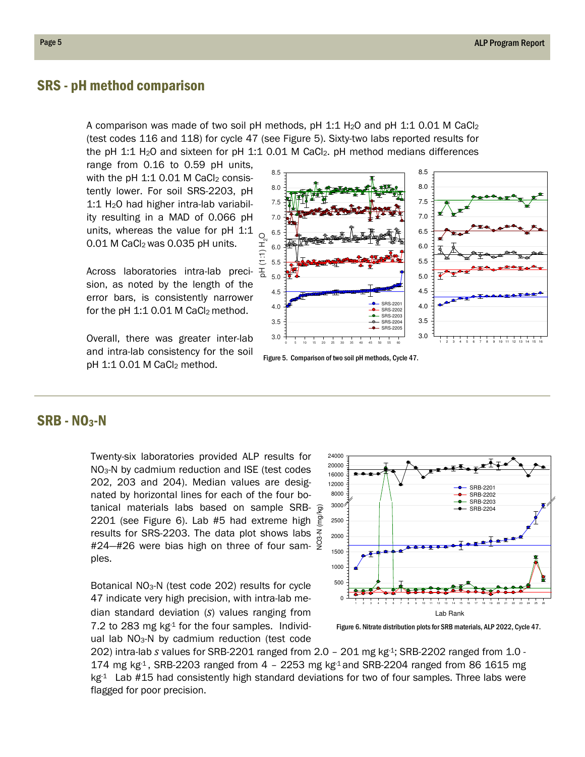## SRS - pH method comparison

A comparison was made of two soil pH methods, pH 1:1 $H_2O$ and pH 1:1 0.01 M $CaCl_2$ (test codes 116 and 118) for cycle 47 (see Figure 5). Sixty-two labs reported results for the pH 1:1 $H_2O$ and sixteen for pH 1:1 0.01 M $CaCl_2$. pH method medians differences range from 0.16 to 0.59 pH units, with the pH 1:1 0.01 M $CaCl_2$ consistently lower. For soil SRS-2203, pH 1:1 $H_2O$ had higher intra-lab variability resulting in a MAD of 0.066 pH units, whereas the value for pH 1:1 0.01 M $CaCl_2$ was 0.035 pH units.

Across laboratories intra-lab precision, as noted by the length of the error bars, is consistently narrower for the pH 1:1 0.01 M $CaCl_2$ method.

Overall, there was greater inter-lab and intra-lab consistency for the soil pH 1:1 0.01 M $CaCl_2$ method.

Figure 5. Comparison of two soil pH methods, Cycle 47.

## SRB - $NO_3$-N

Twenty-six laboratories provided ALP results for $NO_3$-N by cadmium reduction and ISE (test codes 202, 203 and 204). Median values are designated by horizontal lines for each of the four botanical materials labs based on sample SRB-2201 (see Figure 6). Lab #5 had extreme high results for SRS-2203. The data plot shows labs #24—#26 were bias high on three of four samples.

Botanical $NO_3$-N (test code 202) results for cycle 47 indicate very high precision, with intra-lab median standard deviation ($s$) values ranging from 7.2 to 283 mg kg$^{-1}$ for the four samples. Individual lab $NO_3$-N by cadmium reduction (test code 202) intra-lab $s$ values for SRB-2201 ranged from 2.0 – 201 mg kg$^{-1}$; SRB-2202 ranged from 1.0 - 174 mg kg$^{-1}$, SRB-2203 ranged from 4 – 2253 mg kg$^{-1}$ and SRB-2204 ranged from 86 1615 mg kg$^{-1}$ Lab #15 had consistently high standard deviations for two of four samples. Three labs were flagged for poor precision.

Figure 6. Nitrate distribution plots for SRB materials, ALP 2022, Cycle 47.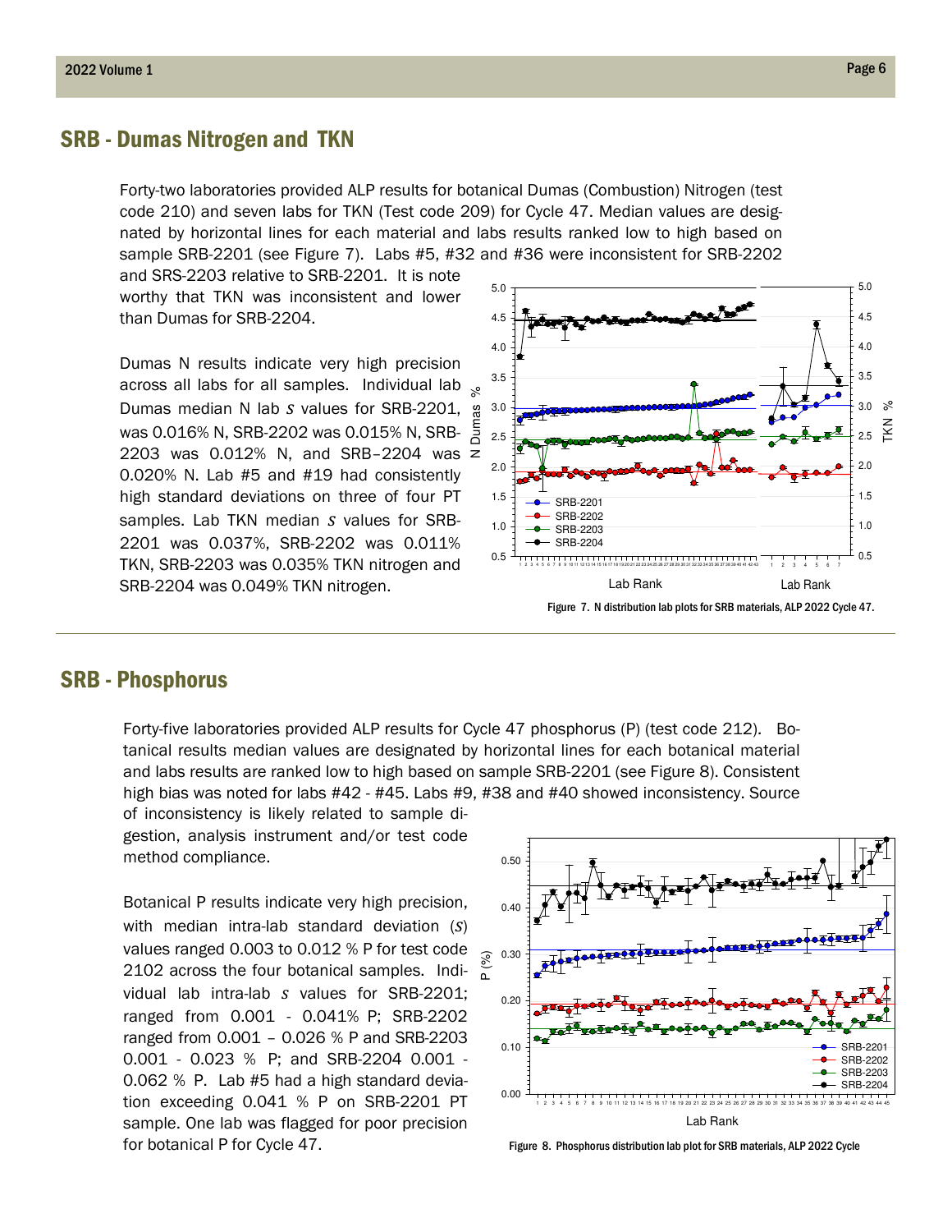## SRB - Dumas Nitrogen and TKN

Forty-two laboratories provided ALP results for botanical Dumas (Combustion) Nitrogen (test code 210) and seven labs for TKN (Test code 209) for Cycle 47. Median values are designated by horizontal lines for each material and labs results ranked low to high based on sample SRB-2201 (see Figure 7). Labs #5, #32 and #36 were inconsistent for SRB-2202 and SRS-2203 relative to SRB-2201. It is note worthy that TKN was inconsistent and lower than Dumas for SRB-2204.

Dumas N results indicate very high precision across all labs for all samples. Individual lab Dumas median N lab $s$ values for SRB-2201, was 0.016% N, SRB-2202 was 0.015% N, SRB-2203 was 0.012% N, and SRB–2204 was 0.020% N. Lab #5 and #19 had consistently high standard deviations on three of four PT samples. Lab TKN median $s$ values for SRB-2201 was 0.037%, SRB-2202 was 0.011% TKN, SRB-2203 was 0.035% TKN nitrogen and SRB-2204 was 0.049% TKN nitrogen.

Figure 7. N distribution lab plots for SRB materials, ALP 2022 Cycle 47.

## SRB - Phosphorus

Forty-five laboratories provided ALP results for Cycle 47 phosphorus (P) (test code 212). Botanical results median values are designated by horizontal lines for each botanical material and labs results are ranked low to high based on sample SRB-2201 (see Figure 8). Consistent high bias was noted for labs #42 - #45. Labs #9, #38 and #40 showed inconsistency. Source of inconsistency is likely related to sample digestion, analysis instrument and/or test code method compliance.

Botanical P results indicate very high precision, with median intra-lab standard deviation ($s$) values ranged 0.003 to 0.012 % P for test code 2102 across the four botanical samples. Individual lab intra-lab $s$ values for SRB-2201; ranged from 0.001 - 0.041% P; SRB-2202 ranged from 0.001 – 0.026 % P and SRB-2203 0.001 - 0.023 % P; and SRB-2204 0.001 - 0.062 % P. Lab #5 had a high standard deviation exceeding 0.041 % P on SRB-2201 PT sample. One lab was flagged for poor precision for botanical P for Cycle 47.

Figure 8. Phosphorus distribution lab plot for SRB materials, ALP 2022 Cycle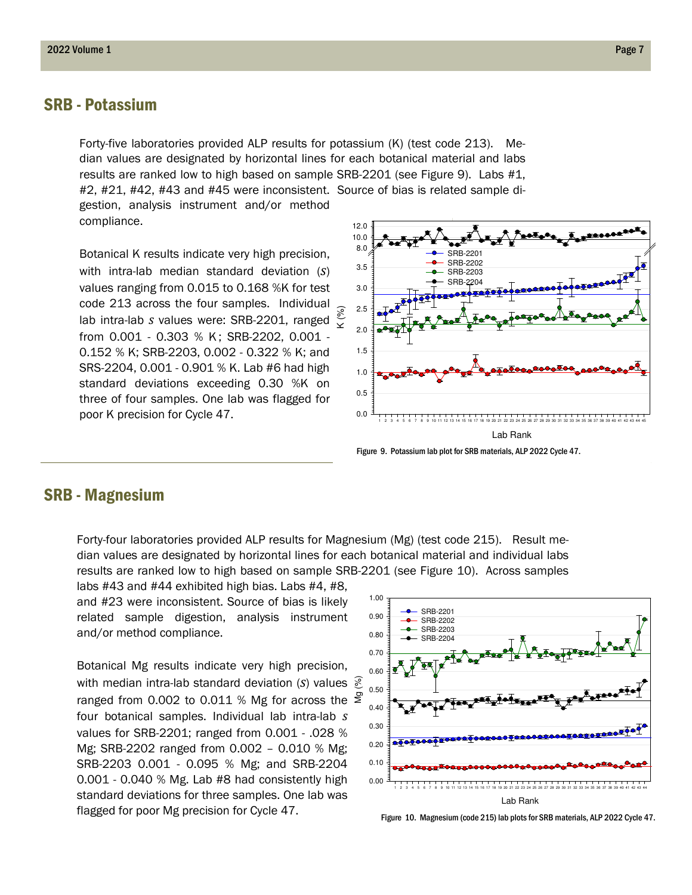## SRB - Potassium

Forty-five laboratories provided ALP results for potassium (K) (test code 213). Median values are designated by horizontal lines for each botanical material and labs results are ranked low to high based on sample SRB-2201 (see Figure 9). Labs #1, #2, #21, #42, #43 and #45 were inconsistent. Source of bias is related sample digestion, analysis instrument and/or method compliance.

Botanical K results indicate very high precision, with intra-lab median standard deviation ($s$) values ranging from 0.015 to 0.168 %K for test code 213 across the four samples. Individual lab intra-lab $s$ values were: SRB-2201, ranged from 0.001 - 0.303 % K; SRB-2202, 0.001 - 0.152 % K; SRB-2203, 0.002 - 0.322 % K; and SRS-2204, 0.001 - 0.901 % K. Lab #6 had high standard deviations exceeding 0.30 %K on three of four samples. One lab was flagged for poor K precision for Cycle 47.

Figure 9. Potassium lab plot for SRB materials, ALP 2022 Cycle 47.

## SRB - Magnesium

Forty-four laboratories provided ALP results for Magnesium (Mg) (test code 215). Result median values are designated by horizontal lines for each botanical material and individual labs results are ranked low to high based on sample SRB-2201 (see Figure 10). Across samples labs #43 and #44 exhibited high bias. Labs #4, #8, and #23 were inconsistent. Source of bias is likely related sample digestion, analysis instrument and/or method compliance.

Botanical Mg results indicate very high precision, with median intra-lab standard deviation ($s$) values ranged from 0.002 to 0.011 % Mg for across the four botanical samples. Individual lab intra-lab $s$ values for SRB-2201; ranged from 0.001 - .028 % Mg; SRB-2202 ranged from 0.002 – 0.010 % Mg; SRB-2203 0.001 - 0.095 % Mg; and SRB-2204 0.001 - 0.040 % Mg. Lab #8 had consistently high standard deviations for three samples. One lab was flagged for poor Mg precision for Cycle 47.

Figure 10. Magnesium (code 215) lab plots for SRB materials, ALP 2022 Cycle 47.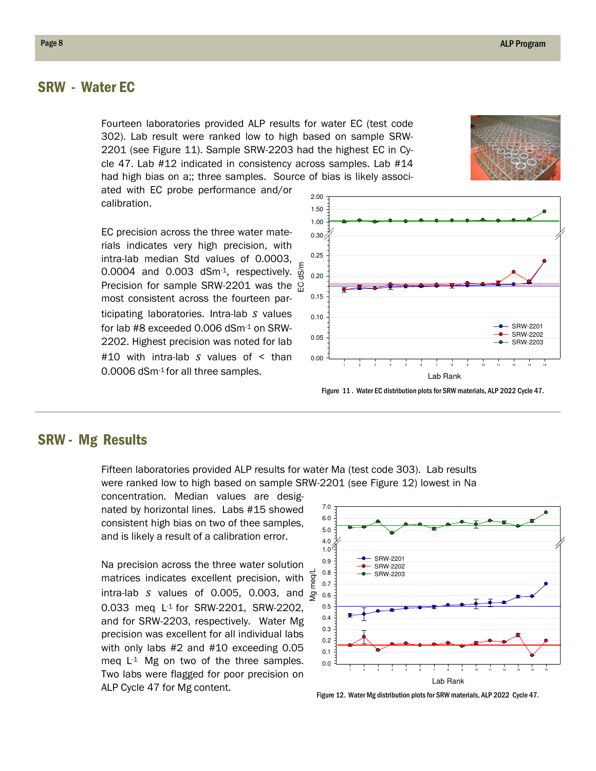## SRW - Water EC

Fourteen laboratories provided ALP results for water EC (test code 302). Lab result were ranked low to high based on sample SRW-2201 (see Figure 11). Sample SRW-2203 had the highest EC in Cycle 47. Lab #12 indicated in consistency across samples. Lab #14 had high bias on a;; three samples. Source of bias is likely associated with EC probe performance and/or calibration.

EC precision across the three water materials indicates very high precision, with intra-lab median Std values of 0.0003, 0.0004 and 0.003 dSm$^{-1}$, respectively. Precision for sample SRW-2201 was the most consistent across the fourteen participating laboratories. Intra-lab $s$ values for lab #8 exceeded 0.006 dSm$^{-1}$ on SRW-2202. Highest precision was noted for lab #10 with intra-lab $s$ values of < than 0.0006 dSm$^{-1}$ for all three samples.

Figure 11. Water EC distribution plots for SRW materials, ALP 2022 Cycle 47.

## SRW - Mg Results

Fifteen laboratories provided ALP results for water Ma (test code 303). Lab results were ranked low to high based on sample SRW-2201 (see Figure 12) lowest in Na concentration. Median values are designated by horizontal lines. Labs #15 showed consistent high bias on two of thee samples, and is likely a result of a calibration error.

Na precision across the three water solution matrices indicates excellent precision, with intra-lab $s$ values of 0.005, 0.003, and 0.033 meq L$^{-1}$ for SRW-2201, SRW-2202, and for SRW-2203, respectively. Water Mg precision was excellent for all individual labs with only labs #2 and #10 exceeding 0.05 meq L$^{-1}$ Mg on two of the three samples. Two labs were flagged for poor precision on ALP Cycle 47 for Mg content.

Figure 12. Water Mg distribution plots for SRW materials, ALP 2022 Cycle 47.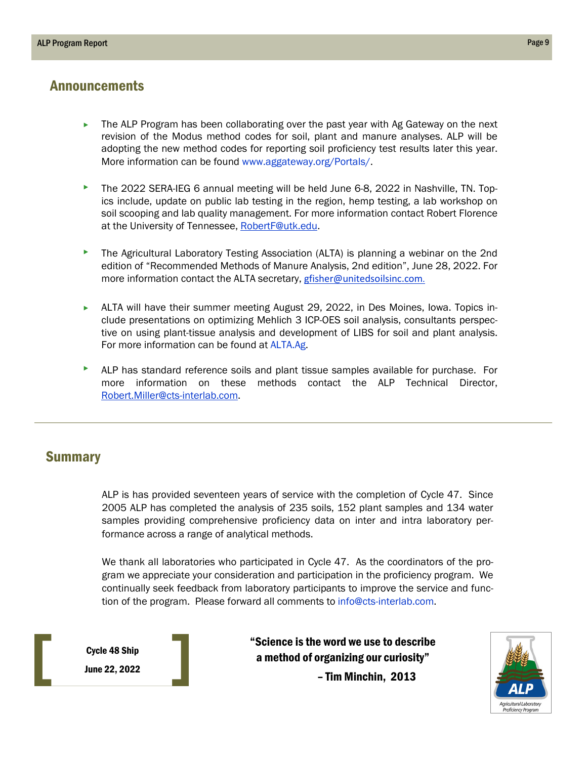## Announcements

- The ALP Program has been collaborating over the past year with Ag Gateway on the next revision of the Modus method codes for soil, plant and manure analyses. ALP will be adopting the new method codes for reporting soil proficiency test results later this year. More information can be found www.aggateway.org/Portals/.

- The 2022 SERA-IEG 6 annual meeting will be held June 6-8, 2022 in Nashville, TN. Topics include, update on public lab testing in the region, hemp testing, a lab workshop on soil scooping and lab quality management. For more information contact Robert Florence at the University of Tennessee, RobertF@utk.edu.

- The Agricultural Laboratory Testing Association (ALTA) is planning a webinar on the 2nd edition of "Recommended Methods of Manure Analysis, 2nd edition", June 28, 2022. For more information contact the ALTA secretary, gfisher@unitedsoilsinc.com.

- ALTA will have their summer meeting August 29, 2022, in Des Moines, Iowa. Topics include presentations on optimizing Mehlich 3 ICP-OES soil analysis, consultants perspective on using plant-tissue analysis and development of LIBS for soil and plant analysis. For more information can be found at ALTA.Ag.

- ALP has standard reference soils and plant tissue samples available for purchase. For more information on these methods contact the ALP Technical Director, Robert.Miller@cts-interlab.com.

---

## Summary

ALP is has provided seventeen years of service with the completion of Cycle 47. Since 2005 ALP has completed the analysis of 235 soils, 152 plant samples and 134 water samples providing comprehensive proficiency data on inter and intra laboratory performance across a range of analytical methods.

We thank all laboratories who participated in Cycle 47. As the coordinators of the program we appreciate your consideration and participation in the proficiency program. We continually seek feedback from laboratory participants to improve the service and function of the program. Please forward all comments to info@cts-interlab.com.

**Cycle 48 Ship**

**June 22, 2022**

**"Science is the word we use to describe a method of organizing our curiosity"**

**– Tim Minchin, 2013**

ALP
Agricultural Laboratory Proficiency Program